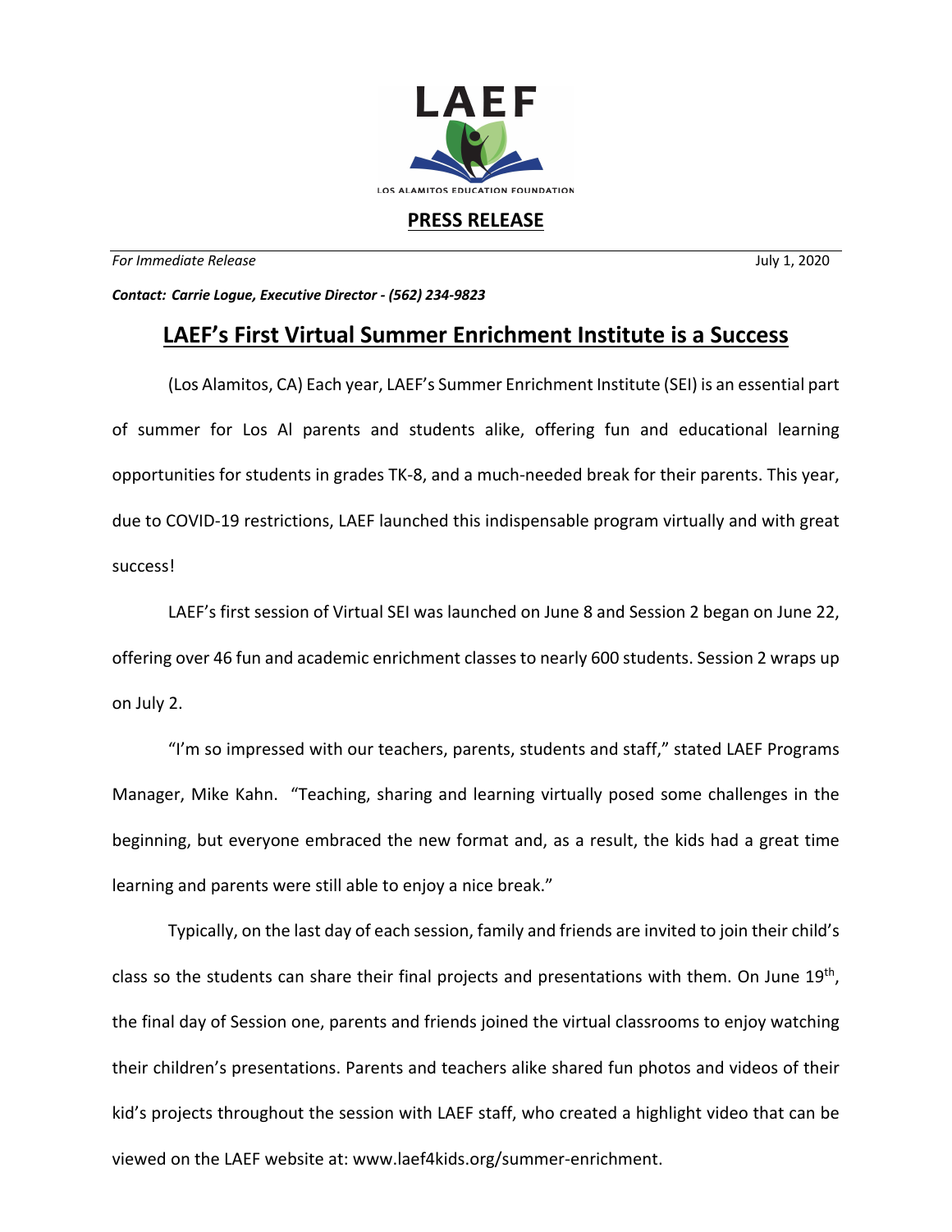LAEF

LOS ALAMITOS EDUCATION FOUNDATION

**PRESS RELEASE**

*For Immediate Release* July 1, 2020

***Contact: Carrie Logue, Executive Director - (562) 234-9823***

# LAEF's First Virtual Summer Enrichment Institute is a Success

(Los Alamitos, CA) Each year, LAEF's Summer Enrichment Institute (SEI) is an essential part of summer for Los Al parents and students alike, offering fun and educational learning opportunities for students in grades TK-8, and a much-needed break for their parents. This year, due to COVID-19 restrictions, LAEF launched this indispensable program virtually and with great success!

LAEF's first session of Virtual SEI was launched on June 8 and Session 2 began on June 22, offering over 46 fun and academic enrichment classes to nearly 600 students. Session 2 wraps up on July 2.

"I'm so impressed with our teachers, parents, students and staff," stated LAEF Programs Manager, Mike Kahn. "Teaching, sharing and learning virtually posed some challenges in the beginning, but everyone embraced the new format and, as a result, the kids had a great time learning and parents were still able to enjoy a nice break."

Typically, on the last day of each session, family and friends are invited to join their child's class so the students can share their final projects and presentations with them. On June 19th, the final day of Session one, parents and friends joined the virtual classrooms to enjoy watching their children's presentations. Parents and teachers alike shared fun photos and videos of their kid's projects throughout the session with LAEF staff, who created a highlight video that can be viewed on the LAEF website at: www.laef4kids.org/summer-enrichment.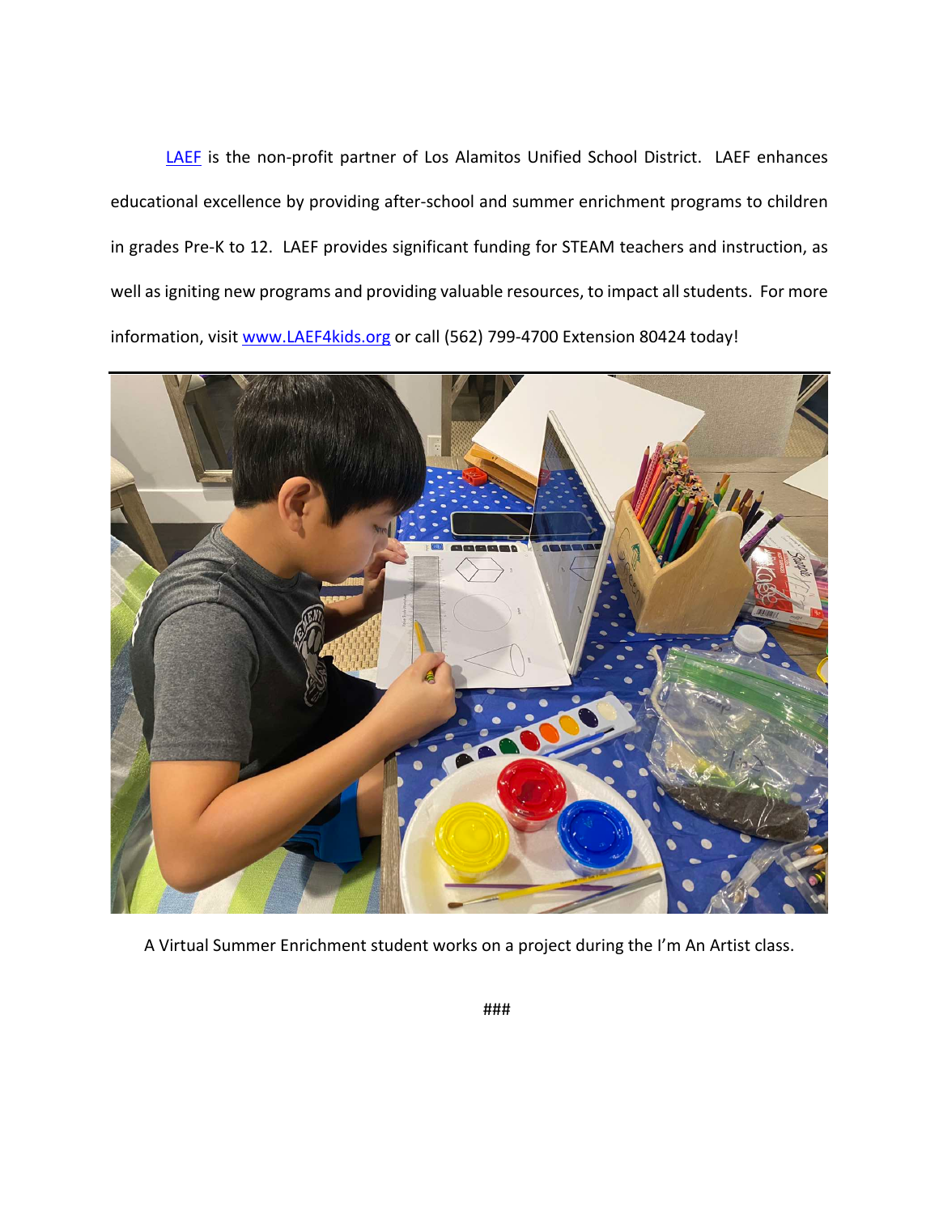LAEF is the non-profit partner of Los Alamitos Unified School District. LAEF enhances educational excellence by providing after-school and summer enrichment programs to children in grades Pre-K to 12. LAEF provides significant funding for STEAM teachers and instruction, as well as igniting new programs and providing valuable resources, to impact all students. For more information, visit www.LAEF4kids.org or call (562) 799-4700 Extension 80424 today!

A Virtual Summer Enrichment student works on a project during the I'm An Artist class.

###